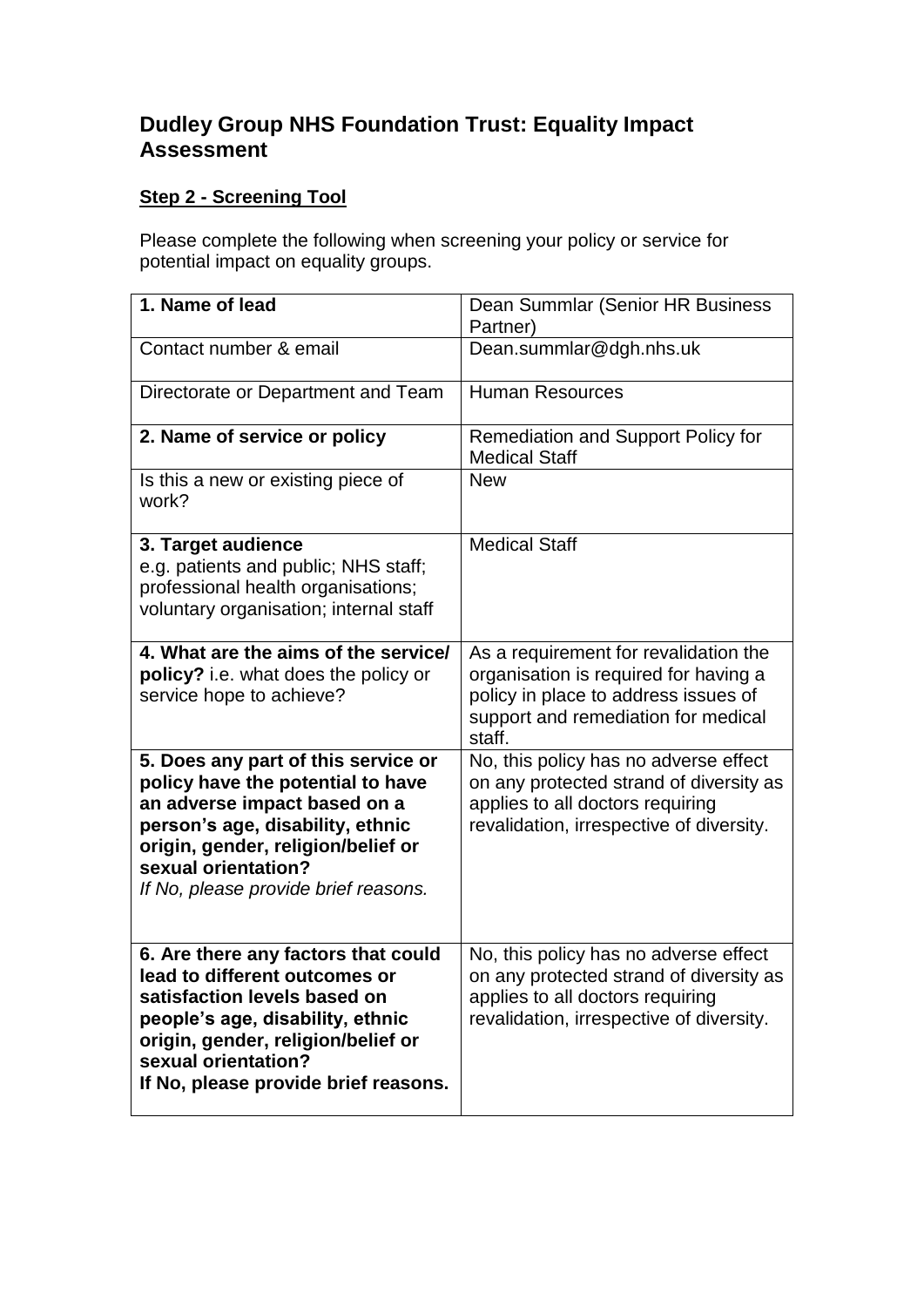## Dudley Group NHS Foundation Trust: Equality Impact Assessment

### Step 2 - Screening Tool

Please complete the following when screening your policy or service for potential impact on equality groups.

| **1. Name of lead** | Dean Summlar (Senior HR Business Partner) |
|---|---|
| Contact number & email | Dean.summlar@dgh.nhs.uk |
| Directorate or Department and Team | Human Resources |
| **2. Name of service or policy** | Remediation and Support Policy for Medical Staff |
| Is this a new or existing piece of work? | New |
| **3. Target audience** e.g. patients and public; NHS staff; professional health organisations; voluntary organisation; internal staff | Medical Staff |
| **4. What are the aims of the service/ policy?** i.e. what does the policy or service hope to achieve? | As a requirement for revalidation the organisation is required for having a policy in place to address issues of support and remediation for medical staff. |
| **5. Does any part of this service or policy have the potential to have an adverse impact based on a person's age, disability, ethnic origin, gender, religion/belief or sexual orientation?** *If No, please provide brief reasons.* | No, this policy has no adverse effect on any protected strand of diversity as applies to all doctors requiring revalidation, irrespective of diversity. |
| **6. Are there any factors that could lead to different outcomes or satisfaction levels based on people's age, disability, ethnic origin, gender, religion/belief or sexual orientation? If No, please provide brief reasons.** | No, this policy has no adverse effect on any protected strand of diversity as applies to all doctors requiring revalidation, irrespective of diversity. |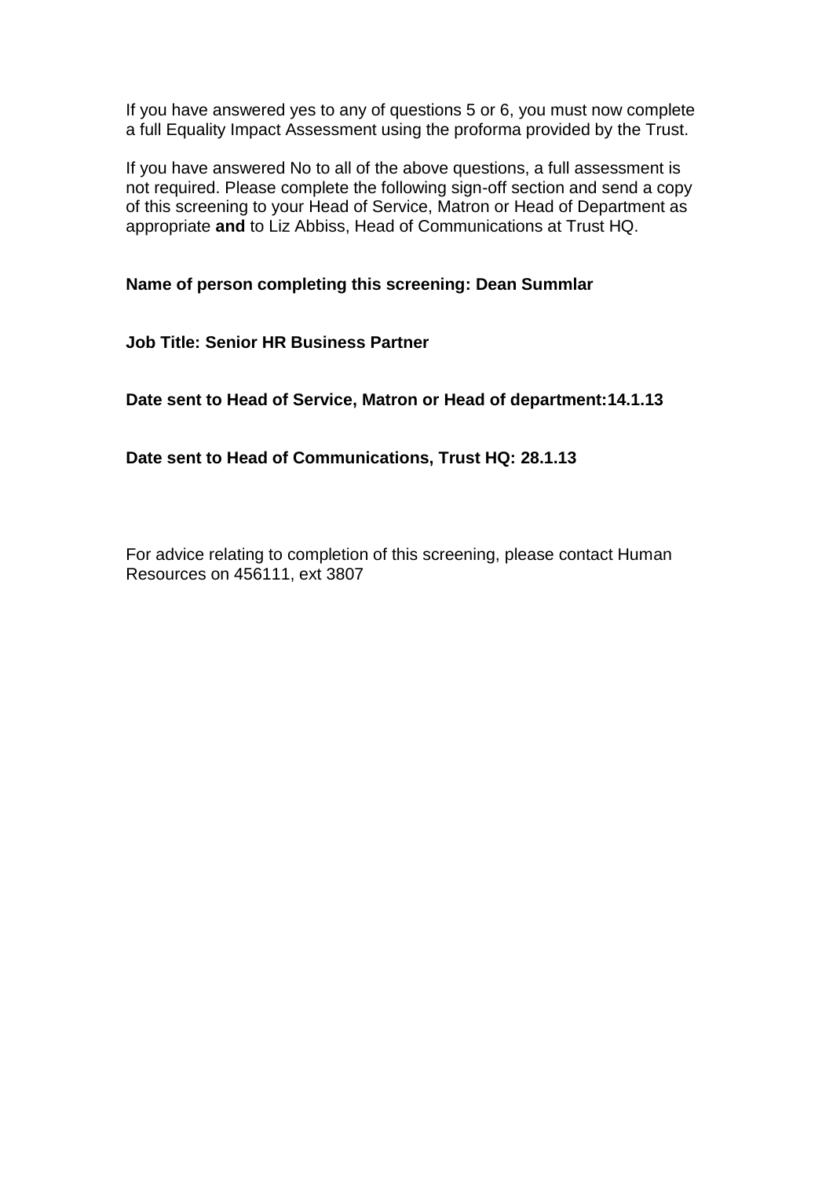If you have answered yes to any of questions 5 or 6, you must now complete a full Equality Impact Assessment using the proforma provided by the Trust.

If you have answered No to all of the above questions, a full assessment is not required. Please complete the following sign-off section and send a copy of this screening to your Head of Service, Matron or Head of Department as appropriate **and** to Liz Abbiss, Head of Communications at Trust HQ.

**Name of person completing this screening: Dean Summlar**

**Job Title: Senior HR Business Partner**

**Date sent to Head of Service, Matron or Head of department:14.1.13**

**Date sent to Head of Communications, Trust HQ: 28.1.13**

For advice relating to completion of this screening, please contact Human Resources on 456111, ext 3807